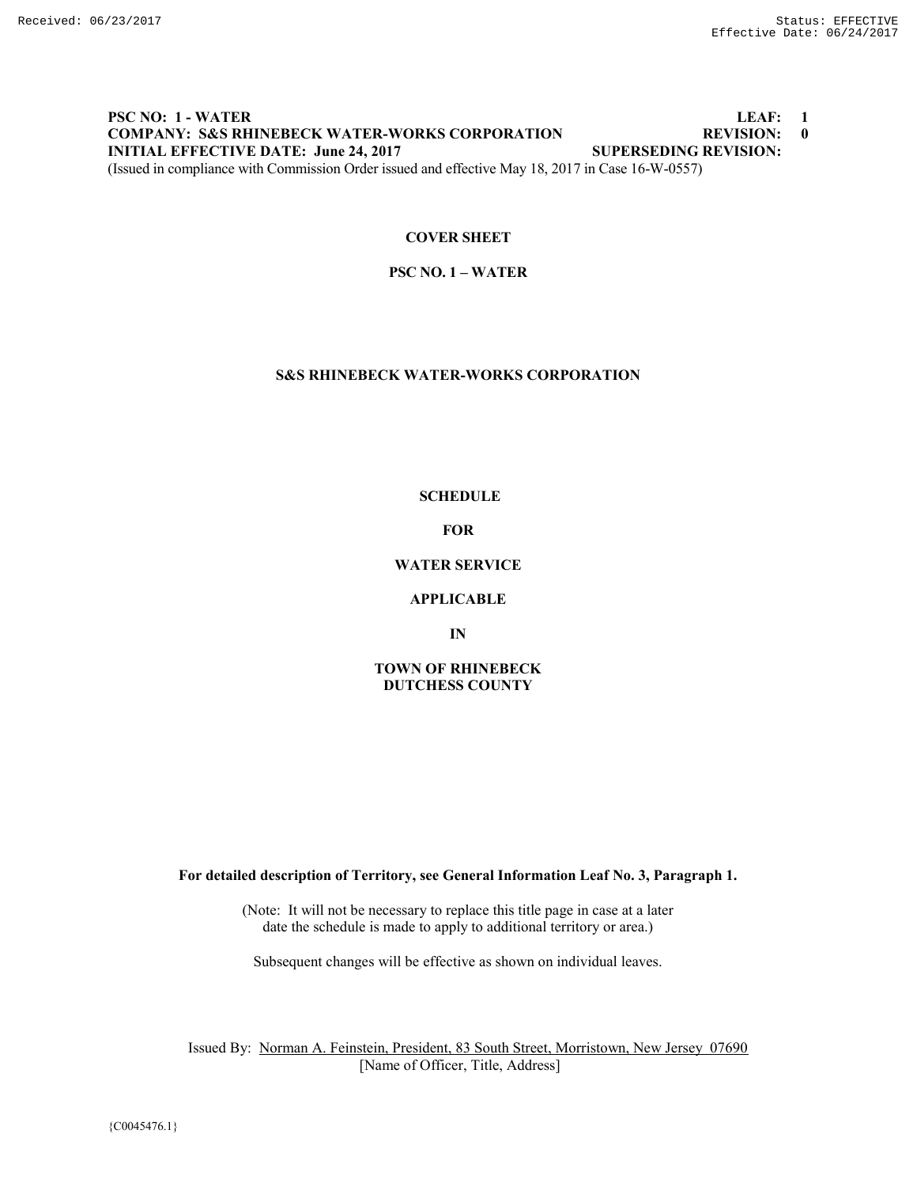**PSC NO: 1 - WATER** **LEAF: 1**
**COMPANY: S&S RHINEBECK WATER-WORKS CORPORATION** **REVISION: 0**
**INITIAL EFFECTIVE DATE: June 24, 2017** **SUPERSEDING REVISION:**
(Issued in compliance with Commission Order issued and effective May 18, 2017 in Case 16-W-0557)

**COVER SHEET**

**PSC NO. 1 – WATER**

**S&S RHINEBECK WATER-WORKS CORPORATION**

**SCHEDULE**

**FOR**

**WATER SERVICE**

**APPLICABLE**

**IN**

**TOWN OF RHINEBECK**
**DUTCHESS COUNTY**

**For detailed description of Territory, see General Information Leaf No. 3, Paragraph 1.**

(Note: It will not be necessary to replace this title page in case at a later date the schedule is made to apply to additional territory or area.)

Subsequent changes will be effective as shown on individual leaves.

Issued By: Norman A. Feinstein, President, 83 South Street, Morristown, New Jersey 07690
[Name of Officer, Title, Address]

{C0045476.1}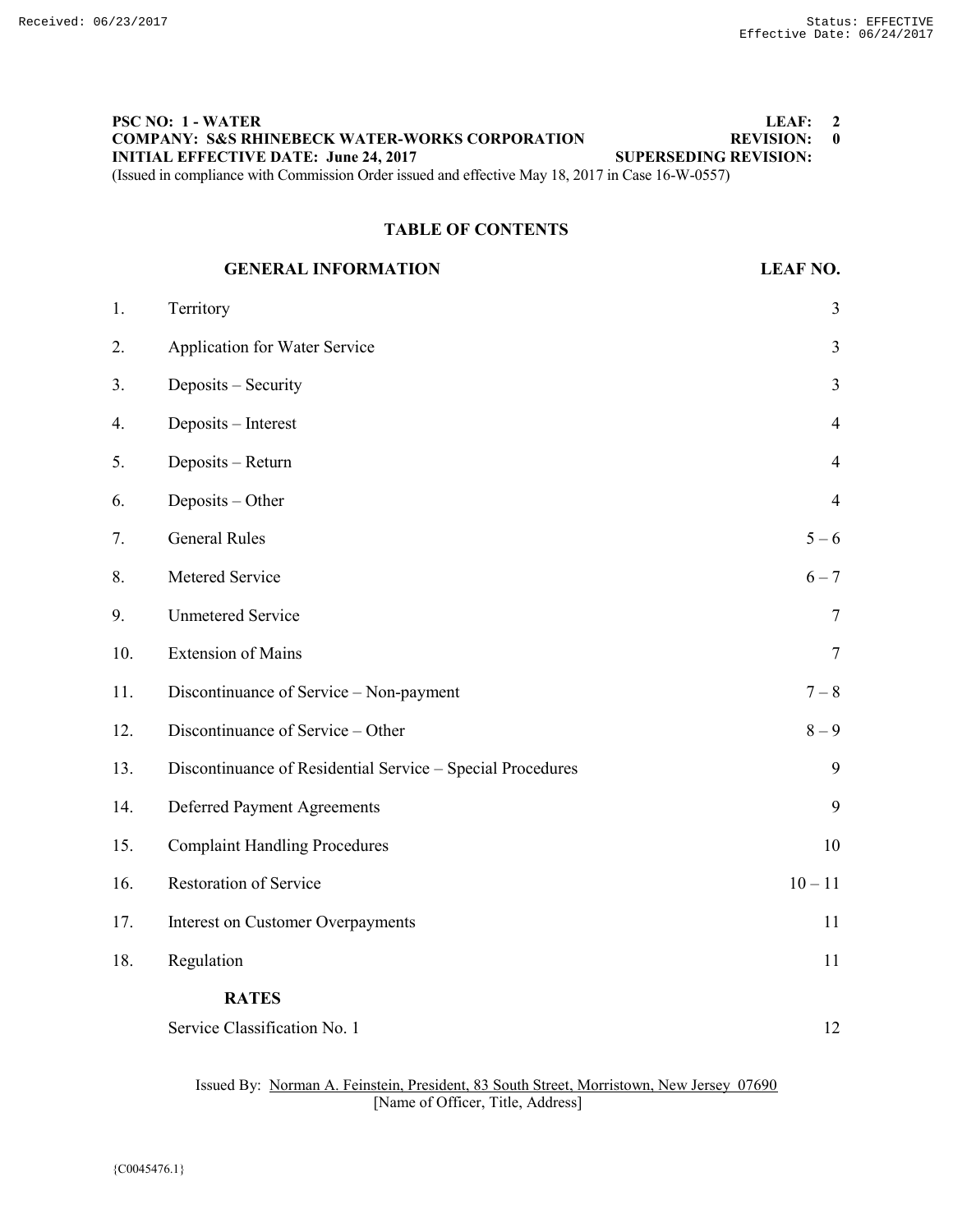**PSC NO: 1 - WATER** **LEAF: 2**
**COMPANY: S&S RHINEBECK WATER-WORKS CORPORATION** **REVISION: 0**
**INITIAL EFFECTIVE DATE: June 24, 2017** **SUPERSEDING REVISION:**
(Issued in compliance with Commission Order issued and effective May 18, 2017 in Case 16-W-0557)

## TABLE OF CONTENTS

| | GENERAL INFORMATION | LEAF NO. |
|---|---|---|
| 1. | Territory | 3 |
| 2. | Application for Water Service | 3 |
| 3. | Deposits – Security | 3 |
| 4. | Deposits – Interest | 4 |
| 5. | Deposits – Return | 4 |
| 6. | Deposits – Other | 4 |
| 7. | General Rules | 5 – 6 |
| 8. | Metered Service | 6 – 7 |
| 9. | Unmetered Service | 7 |
| 10. | Extension of Mains | 7 |
| 11. | Discontinuance of Service – Non-payment | 7 – 8 |
| 12. | Discontinuance of Service – Other | 8 – 9 |
| 13. | Discontinuance of Residential Service – Special Procedures | 9 |
| 14. | Deferred Payment Agreements | 9 |
| 15. | Complaint Handling Procedures | 10 |
| 16. | Restoration of Service | 10 – 11 |
| 17. | Interest on Customer Overpayments | 11 |
| 18. | Regulation | 11 |
| | **RATES** | |
| | Service Classification No. 1 | 12 |

Issued By: Norman A. Feinstein, President, 83 South Street, Morristown, New Jersey 07690
[Name of Officer, Title, Address]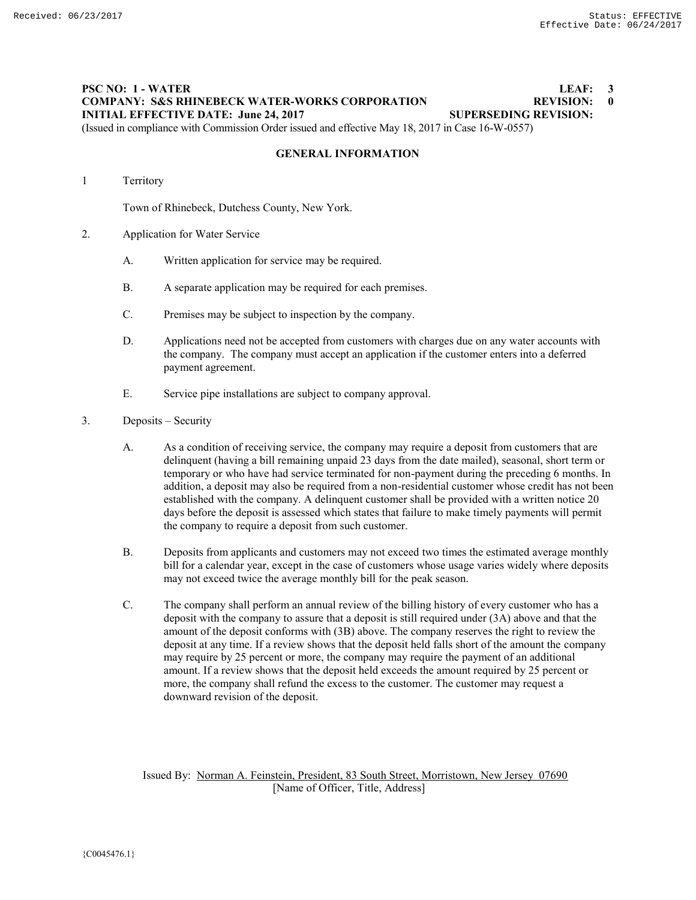**PSC NO: 1 - WATER** **LEAF: 3**
**COMPANY: S&S RHINEBECK WATER-WORKS CORPORATION** **REVISION: 0**
**INITIAL EFFECTIVE DATE: June 24, 2017** **SUPERSEDING REVISION:**
(Issued in compliance with Commission Order issued and effective May 18, 2017 in Case 16-W-0557)

## GENERAL INFORMATION

1 Territory

Town of Rhinebeck, Dutchess County, New York.

2. Application for Water Service

A. Written application for service may be required.

B. A separate application may be required for each premises.

C. Premises may be subject to inspection by the company.

D. Applications need not be accepted from customers with charges due on any water accounts with the company. The company must accept an application if the customer enters into a deferred payment agreement.

E. Service pipe installations are subject to company approval.

3. Deposits – Security

A. As a condition of receiving service, the company may require a deposit from customers that are delinquent (having a bill remaining unpaid 23 days from the date mailed), seasonal, short term or temporary or who have had service terminated for non-payment during the preceding 6 months. In addition, a deposit may also be required from a non-residential customer whose credit has not been established with the company. A delinquent customer shall be provided with a written notice 20 days before the deposit is assessed which states that failure to make timely payments will permit the company to require a deposit from such customer.

B. Deposits from applicants and customers may not exceed two times the estimated average monthly bill for a calendar year, except in the case of customers whose usage varies widely where deposits may not exceed twice the average monthly bill for the peak season.

C. The company shall perform an annual review of the billing history of every customer who has a deposit with the company to assure that a deposit is still required under (3A) above and that the amount of the deposit conforms with (3B) above. The company reserves the right to review the deposit at any time. If a review shows that the deposit held falls short of the amount the company may require by 25 percent or more, the company may require the payment of an additional amount. If a review shows that the deposit held exceeds the amount required by 25 percent or more, the company shall refund the excess to the customer. The customer may request a downward revision of the deposit.

Issued By: Norman A. Feinstein, President, 83 South Street, Morristown, New Jersey 07690
[Name of Officer, Title, Address]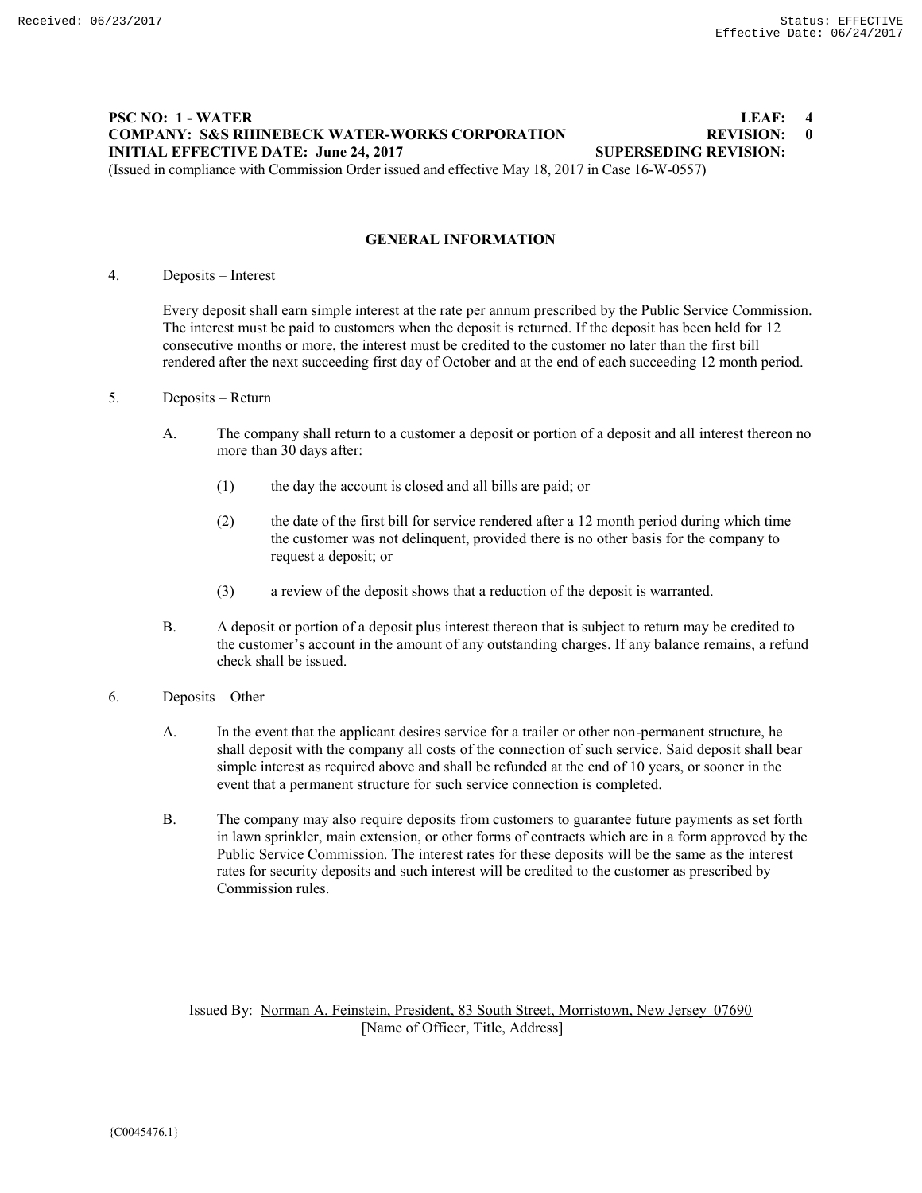**PSC NO: 1 - WATER** **LEAF: 4**
**COMPANY: S&S RHINEBECK WATER-WORKS CORPORATION** **REVISION: 0**
**INITIAL EFFECTIVE DATE: June 24, 2017** **SUPERSEDING REVISION:**
(Issued in compliance with Commission Order issued and effective May 18, 2017 in Case 16-W-0557)

## GENERAL INFORMATION

4. Deposits – Interest

   Every deposit shall earn simple interest at the rate per annum prescribed by the Public Service Commission. The interest must be paid to customers when the deposit is returned. If the deposit has been held for 12 consecutive months or more, the interest must be credited to the customer no later than the first bill rendered after the next succeeding first day of October and at the end of each succeeding 12 month period.

5. Deposits – Return

   A. The company shall return to a customer a deposit or portion of a deposit and all interest thereon no more than 30 days after:

      (1) the day the account is closed and all bills are paid; or

      (2) the date of the first bill for service rendered after a 12 month period during which time the customer was not delinquent, provided there is no other basis for the company to request a deposit; or

      (3) a review of the deposit shows that a reduction of the deposit is warranted.

   B. A deposit or portion of a deposit plus interest thereon that is subject to return may be credited to the customer's account in the amount of any outstanding charges. If any balance remains, a refund check shall be issued.

6. Deposits – Other

   A. In the event that the applicant desires service for a trailer or other non-permanent structure, he shall deposit with the company all costs of the connection of such service. Said deposit shall bear simple interest as required above and shall be refunded at the end of 10 years, or sooner in the event that a permanent structure for such service connection is completed.

   B. The company may also require deposits from customers to guarantee future payments as set forth in lawn sprinkler, main extension, or other forms of contracts which are in a form approved by the Public Service Commission. The interest rates for these deposits will be the same as the interest rates for security deposits and such interest will be credited to the customer as prescribed by Commission rules.

Issued By: Norman A. Feinstein, President, 83 South Street, Morristown, New Jersey 07690
[Name of Officer, Title, Address]

{C0045476.1}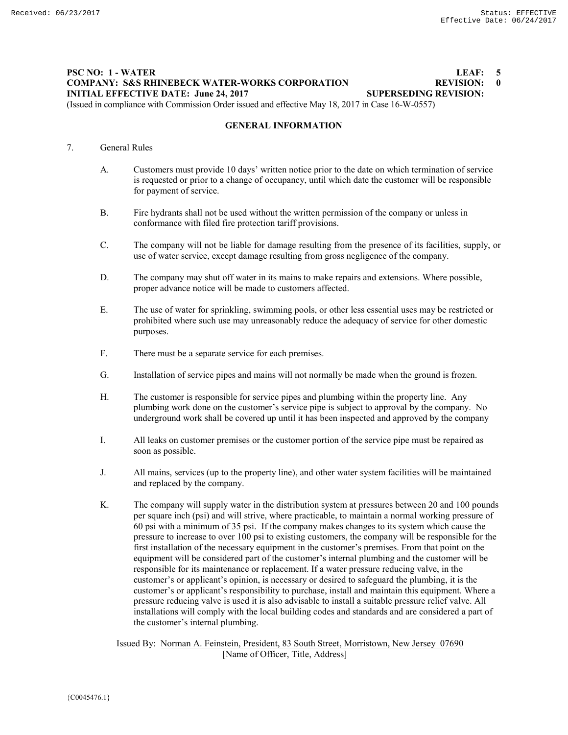**PSC NO: 1 - WATER** **LEAF: 5**
**COMPANY: S&S RHINEBECK WATER-WORKS CORPORATION** **REVISION: 0**
**INITIAL EFFECTIVE DATE: June 24, 2017** **SUPERSEDING REVISION:**
(Issued in compliance with Commission Order issued and effective May 18, 2017 in Case 16-W-0557)

## GENERAL INFORMATION

7. General Rules

   A. Customers must provide 10 days' written notice prior to the date on which termination of service is requested or prior to a change of occupancy, until which date the customer will be responsible for payment of service.

   B. Fire hydrants shall not be used without the written permission of the company or unless in conformance with filed fire protection tariff provisions.

   C. The company will not be liable for damage resulting from the presence of its facilities, supply, or use of water service, except damage resulting from gross negligence of the company.

   D. The company may shut off water in its mains to make repairs and extensions. Where possible, proper advance notice will be made to customers affected.

   E. The use of water for sprinkling, swimming pools, or other less essential uses may be restricted or prohibited where such use may unreasonably reduce the adequacy of service for other domestic purposes.

   F. There must be a separate service for each premises.

   G. Installation of service pipes and mains will not normally be made when the ground is frozen.

   H. The customer is responsible for service pipes and plumbing within the property line. Any plumbing work done on the customer's service pipe is subject to approval by the company. No underground work shall be covered up until it has been inspected and approved by the company

   I. All leaks on customer premises or the customer portion of the service pipe must be repaired as soon as possible.

   J. All mains, services (up to the property line), and other water system facilities will be maintained and replaced by the company.

   K. The company will supply water in the distribution system at pressures between 20 and 100 pounds per square inch (psi) and will strive, where practicable, to maintain a normal working pressure of 60 psi with a minimum of 35 psi. If the company makes changes to its system which cause the pressure to increase to over 100 psi to existing customers, the company will be responsible for the first installation of the necessary equipment in the customer's premises. From that point on the equipment will be considered part of the customer's internal plumbing and the customer will be responsible for its maintenance or replacement. If a water pressure reducing valve, in the customer's or applicant's opinion, is necessary or desired to safeguard the plumbing, it is the customer's or applicant's responsibility to purchase, install and maintain this equipment. Where a pressure reducing valve is used it is also advisable to install a suitable pressure relief valve. All installations will comply with the local building codes and standards and are considered a part of the customer's internal plumbing.

Issued By: Norman A. Feinstein, President, 83 South Street, Morristown, New Jersey 07690
[Name of Officer, Title, Address]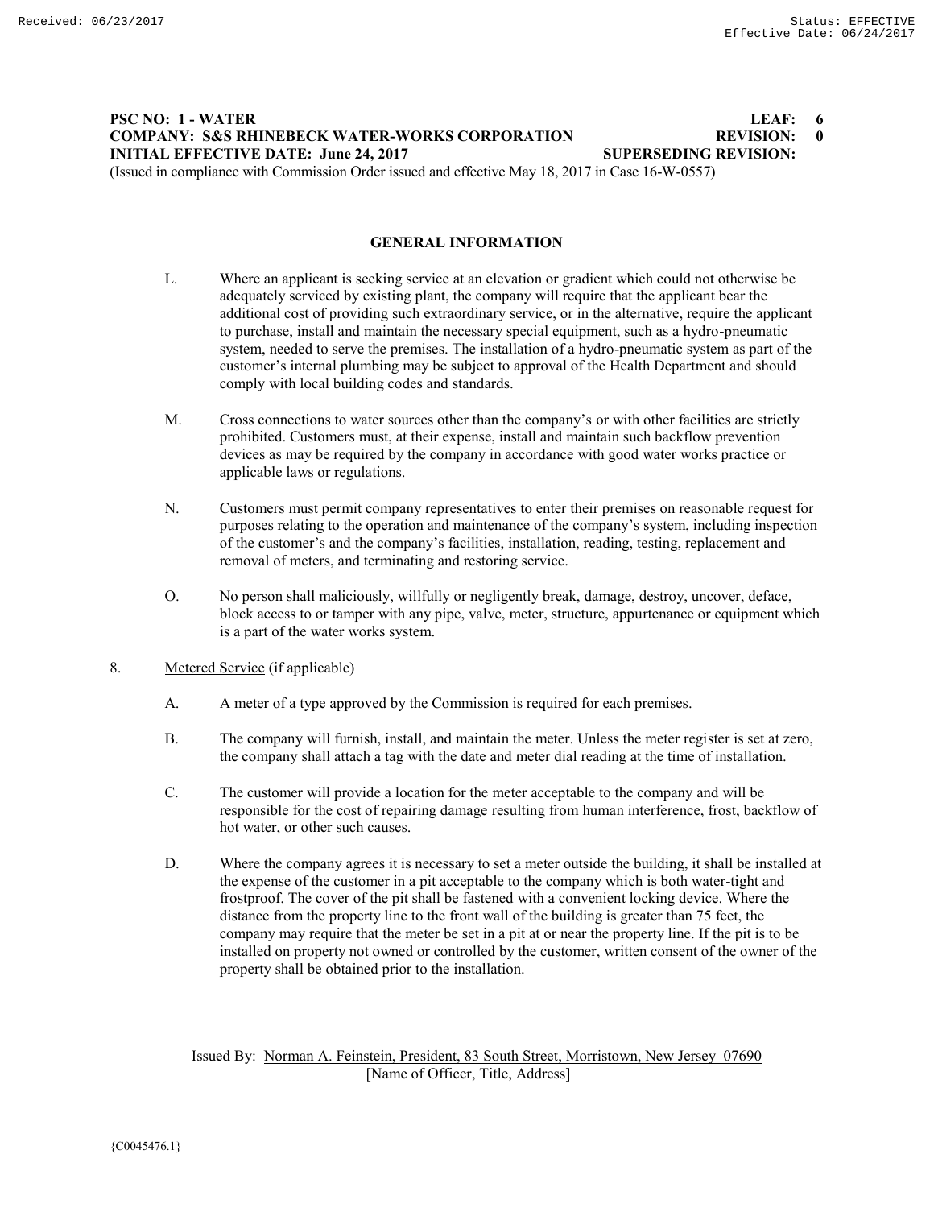**PSC NO: 1 - WATER** **LEAF: 6**
**COMPANY: S&S RHINEBECK WATER-WORKS CORPORATION** **REVISION: 0**
**INITIAL EFFECTIVE DATE: June 24, 2017** **SUPERSEDING REVISION:**
(Issued in compliance with Commission Order issued and effective May 18, 2017 in Case 16-W-0557)

## GENERAL INFORMATION

L. Where an applicant is seeking service at an elevation or gradient which could not otherwise be adequately serviced by existing plant, the company will require that the applicant bear the additional cost of providing such extraordinary service, or in the alternative, require the applicant to purchase, install and maintain the necessary special equipment, such as a hydro-pneumatic system, needed to serve the premises. The installation of a hydro-pneumatic system as part of the customer's internal plumbing may be subject to approval of the Health Department and should comply with local building codes and standards.

M. Cross connections to water sources other than the company's or with other facilities are strictly prohibited. Customers must, at their expense, install and maintain such backflow prevention devices as may be required by the company in accordance with good water works practice or applicable laws or regulations.

N. Customers must permit company representatives to enter their premises on reasonable request for purposes relating to the operation and maintenance of the company's system, including inspection of the customer's and the company's facilities, installation, reading, testing, replacement and removal of meters, and terminating and restoring service.

O. No person shall maliciously, willfully or negligently break, damage, destroy, uncover, deface, block access to or tamper with any pipe, valve, meter, structure, appurtenance or equipment which is a part of the water works system.

8. Metered Service (if applicable)

A. A meter of a type approved by the Commission is required for each premises.

B. The company will furnish, install, and maintain the meter. Unless the meter register is set at zero, the company shall attach a tag with the date and meter dial reading at the time of installation.

C. The customer will provide a location for the meter acceptable to the company and will be responsible for the cost of repairing damage resulting from human interference, frost, backflow of hot water, or other such causes.

D. Where the company agrees it is necessary to set a meter outside the building, it shall be installed at the expense of the customer in a pit acceptable to the company which is both water-tight and frostproof. The cover of the pit shall be fastened with a convenient locking device. Where the distance from the property line to the front wall of the building is greater than 75 feet, the company may require that the meter be set in a pit at or near the property line. If the pit is to be installed on property not owned or controlled by the customer, written consent of the owner of the property shall be obtained prior to the installation.

Issued By: Norman A. Feinstein, President, 83 South Street, Morristown, New Jersey 07690
[Name of Officer, Title, Address]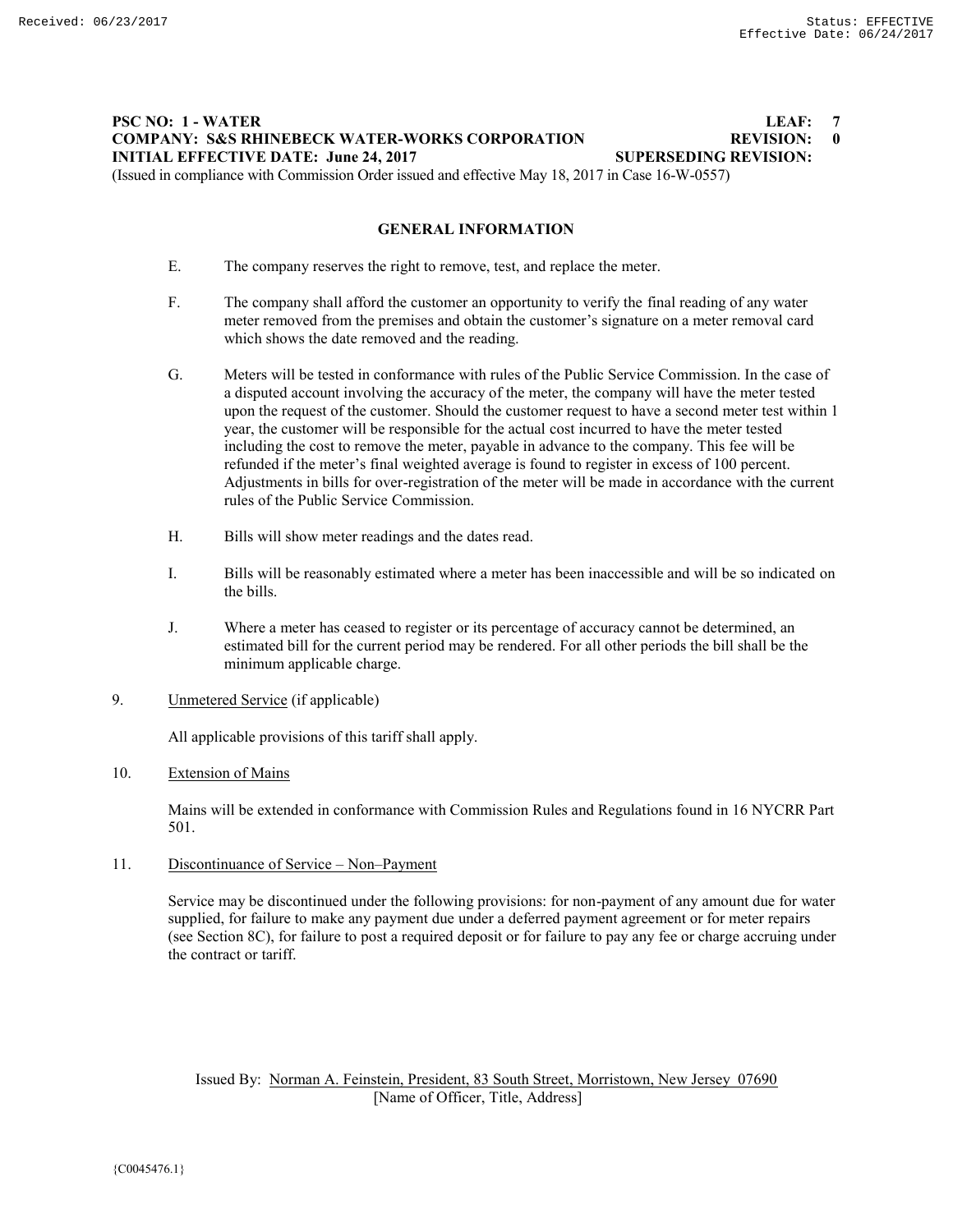**PSC NO: 1 - WATER** **LEAF: 7**
**COMPANY: S&S RHINEBECK WATER-WORKS CORPORATION** **REVISION: 0**
**INITIAL EFFECTIVE DATE: June 24, 2017** **SUPERSEDING REVISION:**
(Issued in compliance with Commission Order issued and effective May 18, 2017 in Case 16-W-0557)

## GENERAL INFORMATION

E. The company reserves the right to remove, test, and replace the meter.

F. The company shall afford the customer an opportunity to verify the final reading of any water meter removed from the premises and obtain the customer's signature on a meter removal card which shows the date removed and the reading.

G. Meters will be tested in conformance with rules of the Public Service Commission. In the case of a disputed account involving the accuracy of the meter, the company will have the meter tested upon the request of the customer. Should the customer request to have a second meter test within 1 year, the customer will be responsible for the actual cost incurred to have the meter tested including the cost to remove the meter, payable in advance to the company. This fee will be refunded if the meter's final weighted average is found to register in excess of 100 percent. Adjustments in bills for over-registration of the meter will be made in accordance with the current rules of the Public Service Commission.

H. Bills will show meter readings and the dates read.

I. Bills will be reasonably estimated where a meter has been inaccessible and will be so indicated on the bills.

J. Where a meter has ceased to register or its percentage of accuracy cannot be determined, an estimated bill for the current period may be rendered. For all other periods the bill shall be the minimum applicable charge.

9. Unmetered Service (if applicable)

All applicable provisions of this tariff shall apply.

10. Extension of Mains

Mains will be extended in conformance with Commission Rules and Regulations found in 16 NYCRR Part 501.

11. Discontinuance of Service – Non–Payment

Service may be discontinued under the following provisions: for non-payment of any amount due for water supplied, for failure to make any payment due under a deferred payment agreement or for meter repairs (see Section 8C), for failure to post a required deposit or for failure to pay any fee or charge accruing under the contract or tariff.

Issued By: Norman A. Feinstein, President, 83 South Street, Morristown, New Jersey 07690
[Name of Officer, Title, Address]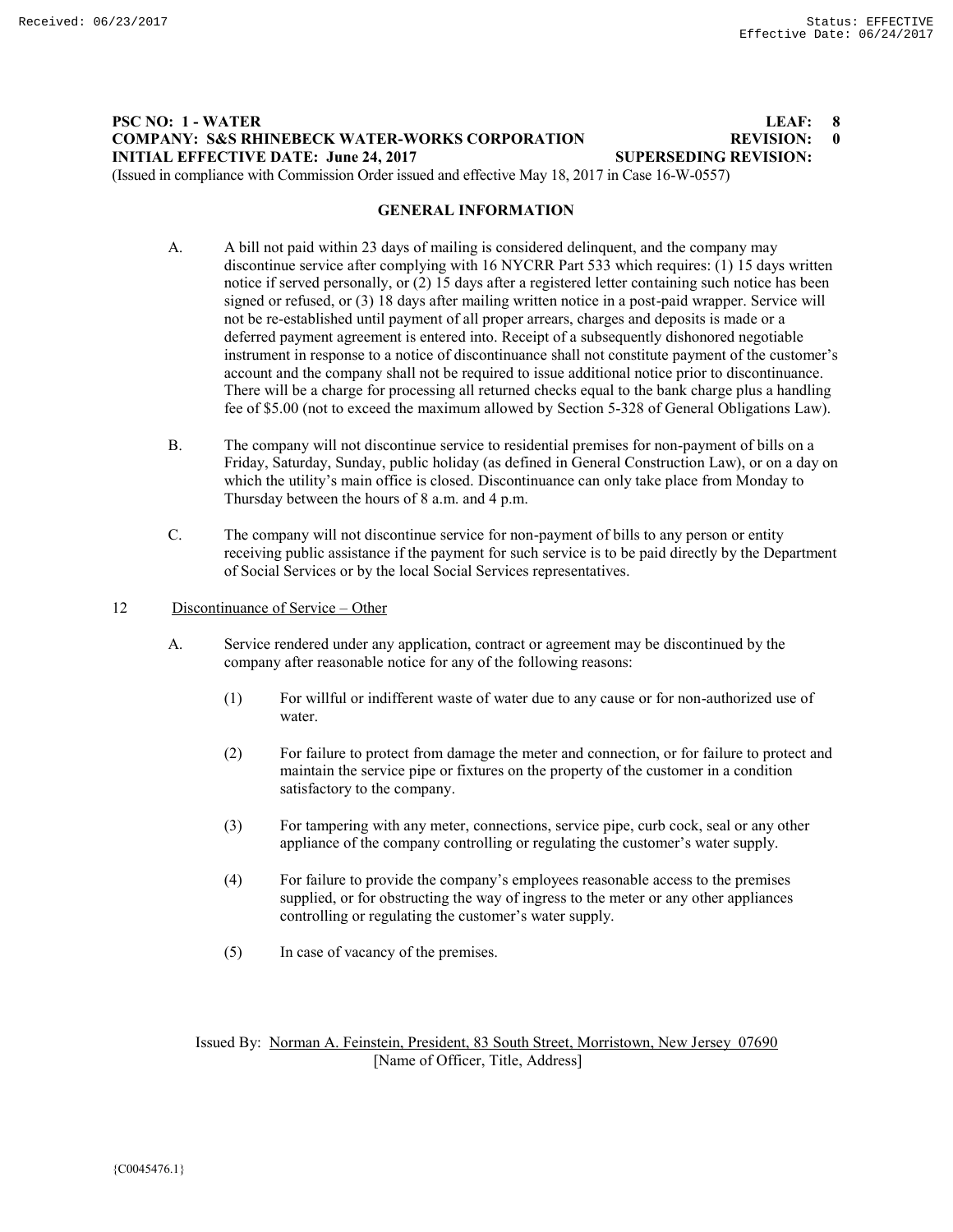**PSC NO: 1 - WATER LEAF: 8**
**COMPANY: S&S RHINEBECK WATER-WORKS CORPORATION REVISION: 0**
**INITIAL EFFECTIVE DATE: June 24, 2017 SUPERSEDING REVISION:**
(Issued in compliance with Commission Order issued and effective May 18, 2017 in Case 16-W-0557)

## GENERAL INFORMATION

A. A bill not paid within 23 days of mailing is considered delinquent, and the company may discontinue service after complying with 16 NYCRR Part 533 which requires: (1) 15 days written notice if served personally, or (2) 15 days after a registered letter containing such notice has been signed or refused, or (3) 18 days after mailing written notice in a post-paid wrapper. Service will not be re-established until payment of all proper arrears, charges and deposits is made or a deferred payment agreement is entered into. Receipt of a subsequently dishonored negotiable instrument in response to a notice of discontinuance shall not constitute payment of the customer's account and the company shall not be required to issue additional notice prior to discontinuance. There will be a charge for processing all returned checks equal to the bank charge plus a handling fee of $5.00 (not to exceed the maximum allowed by Section 5-328 of General Obligations Law).

B. The company will not discontinue service to residential premises for non-payment of bills on a Friday, Saturday, Sunday, public holiday (as defined in General Construction Law), or on a day on which the utility's main office is closed. Discontinuance can only take place from Monday to Thursday between the hours of 8 a.m. and 4 p.m.

C. The company will not discontinue service for non-payment of bills to any person or entity receiving public assistance if the payment for such service is to be paid directly by the Department of Social Services or by the local Social Services representatives.

12 Discontinuance of Service – Other

A. Service rendered under any application, contract or agreement may be discontinued by the company after reasonable notice for any of the following reasons:

(1) For willful or indifferent waste of water due to any cause or for non-authorized use of water.

(2) For failure to protect from damage the meter and connection, or for failure to protect and maintain the service pipe or fixtures on the property of the customer in a condition satisfactory to the company.

(3) For tampering with any meter, connections, service pipe, curb cock, seal or any other appliance of the company controlling or regulating the customer's water supply.

(4) For failure to provide the company's employees reasonable access to the premises supplied, or for obstructing the way of ingress to the meter or any other appliances controlling or regulating the customer's water supply.

(5) In case of vacancy of the premises.

Issued By: Norman A. Feinstein, President, 83 South Street, Morristown, New Jersey 07690
[Name of Officer, Title, Address]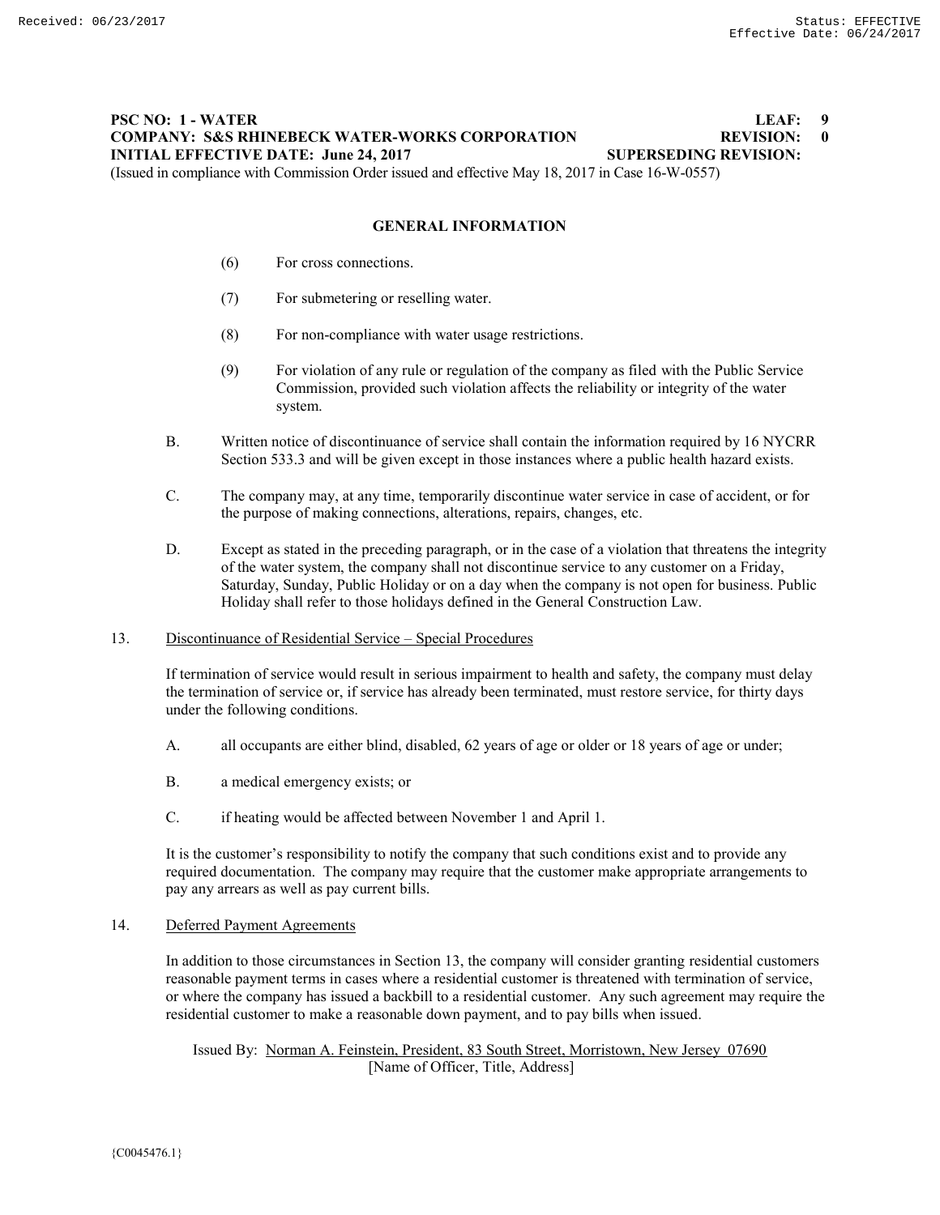**PSC NO: 1 - WATER** **LEAF: 9**
**COMPANY: S&S RHINEBECK WATER-WORKS CORPORATION** **REVISION: 0**
**INITIAL EFFECTIVE DATE: June 24, 2017** **SUPERSEDING REVISION:**
(Issued in compliance with Commission Order issued and effective May 18, 2017 in Case 16-W-0557)

## GENERAL INFORMATION

(6) For cross connections.

(7) For submetering or reselling water.

(8) For non-compliance with water usage restrictions.

(9) For violation of any rule or regulation of the company as filed with the Public Service Commission, provided such violation affects the reliability or integrity of the water system.

B. Written notice of discontinuance of service shall contain the information required by 16 NYCRR Section 533.3 and will be given except in those instances where a public health hazard exists.

C. The company may, at any time, temporarily discontinue water service in case of accident, or for the purpose of making connections, alterations, repairs, changes, etc.

D. Except as stated in the preceding paragraph, or in the case of a violation that threatens the integrity of the water system, the company shall not discontinue service to any customer on a Friday, Saturday, Sunday, Public Holiday or on a day when the company is not open for business. Public Holiday shall refer to those holidays defined in the General Construction Law.

13. <u>Discontinuance of Residential Service – Special Procedures</u>

If termination of service would result in serious impairment to health and safety, the company must delay the termination of service or, if service has already been terminated, must restore service, for thirty days under the following conditions.

A. all occupants are either blind, disabled, 62 years of age or older or 18 years of age or under;

B. a medical emergency exists; or

C. if heating would be affected between November 1 and April 1.

It is the customer's responsibility to notify the company that such conditions exist and to provide any required documentation. The company may require that the customer make appropriate arrangements to pay any arrears as well as pay current bills.

14. <u>Deferred Payment Agreements</u>

In addition to those circumstances in Section 13, the company will consider granting residential customers reasonable payment terms in cases where a residential customer is threatened with termination of service, or where the company has issued a backbill to a residential customer. Any such agreement may require the residential customer to make a reasonable down payment, and to pay bills when issued.

Issued By: <u>Norman A. Feinstein, President, 83 South Street, Morristown, New Jersey 07690</u>
[Name of Officer, Title, Address]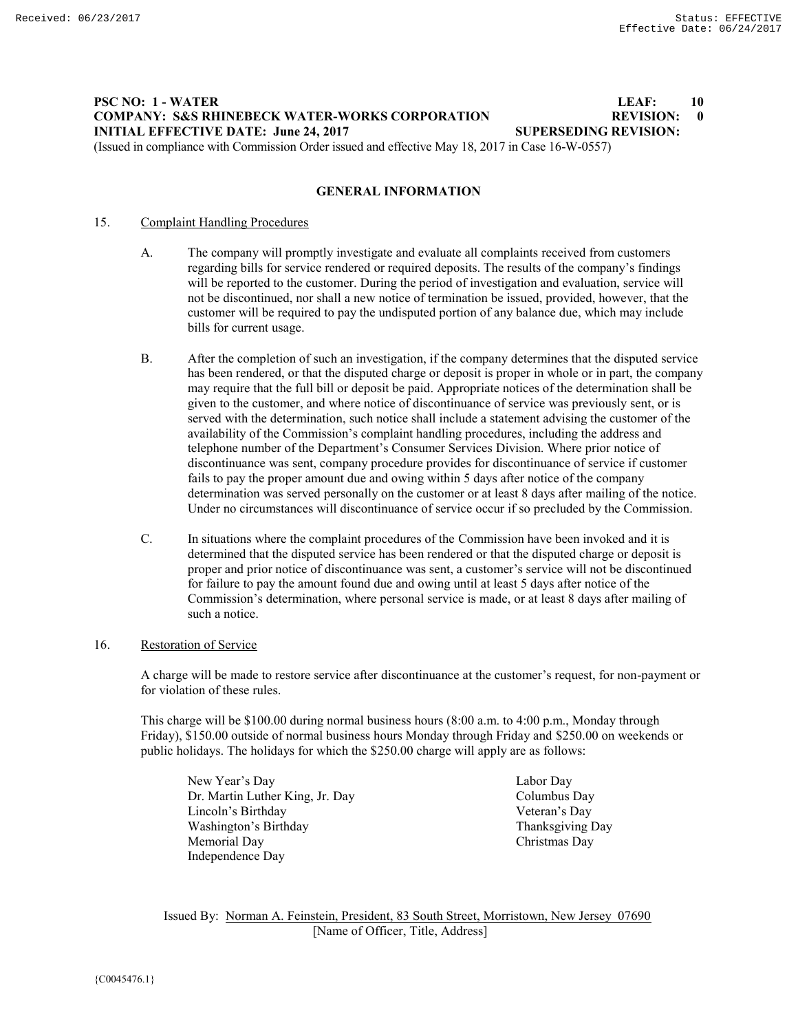**PSC NO: 1 - WATER** **LEAF: 10**
**COMPANY: S&S RHINEBECK WATER-WORKS CORPORATION** **REVISION: 0**
**INITIAL EFFECTIVE DATE: June 24, 2017** **SUPERSEDING REVISION:**
(Issued in compliance with Commission Order issued and effective May 18, 2017 in Case 16-W-0557)

## GENERAL INFORMATION

15. Complaint Handling Procedures

A. The company will promptly investigate and evaluate all complaints received from customers regarding bills for service rendered or required deposits. The results of the company's findings will be reported to the customer. During the period of investigation and evaluation, service will not be discontinued, nor shall a new notice of termination be issued, provided, however, that the customer will be required to pay the undisputed portion of any balance due, which may include bills for current usage.

B. After the completion of such an investigation, if the company determines that the disputed service has been rendered, or that the disputed charge or deposit is proper in whole or in part, the company may require that the full bill or deposit be paid. Appropriate notices of the determination shall be given to the customer, and where notice of discontinuance of service was previously sent, or is served with the determination, such notice shall include a statement advising the customer of the availability of the Commission's complaint handling procedures, including the address and telephone number of the Department's Consumer Services Division. Where prior notice of discontinuance was sent, company procedure provides for discontinuance of service if customer fails to pay the proper amount due and owing within 5 days after notice of the company determination was served personally on the customer or at least 8 days after mailing of the notice. Under no circumstances will discontinuance of service occur if so precluded by the Commission.

C. In situations where the complaint procedures of the Commission have been invoked and it is determined that the disputed service has been rendered or that the disputed charge or deposit is proper and prior notice of discontinuance was sent, a customer's service will not be discontinued for failure to pay the amount found due and owing until at least 5 days after notice of the Commission's determination, where personal service is made, or at least 8 days after mailing of such a notice.

16. Restoration of Service

A charge will be made to restore service after discontinuance at the customer's request, for non-payment or for violation of these rules.

This charge will be $100.00 during normal business hours (8:00 a.m. to 4:00 p.m., Monday through Friday), $150.00 outside of normal business hours Monday through Friday and $250.00 on weekends or public holidays. The holidays for which the $250.00 charge will apply are as follows:

- New Year's Day
- Dr. Martin Luther King, Jr. Day
- Lincoln's Birthday
- Washington's Birthday
- Memorial Day
- Independence Day
- Labor Day
- Columbus Day
- Veteran's Day
- Thanksgiving Day
- Christmas Day

Issued By: Norman A. Feinstein, President, 83 South Street, Morristown, New Jersey 07690
[Name of Officer, Title, Address]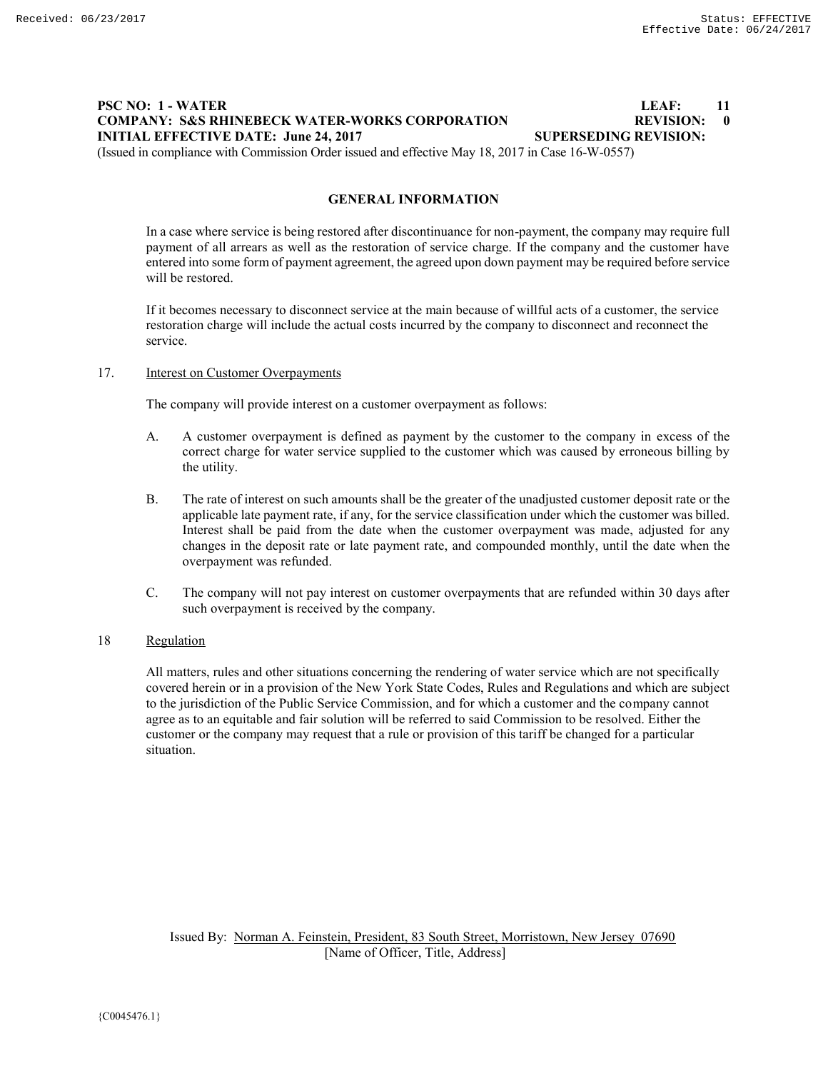**PSC NO: 1 - WATER** **LEAF: 11**
**COMPANY: S&S RHINEBECK WATER-WORKS CORPORATION** **REVISION: 0**
**INITIAL EFFECTIVE DATE: June 24, 2017** **SUPERSEDING REVISION:**
(Issued in compliance with Commission Order issued and effective May 18, 2017 in Case 16-W-0557)

## GENERAL INFORMATION

In a case where service is being restored after discontinuance for non-payment, the company may require full payment of all arrears as well as the restoration of service charge. If the company and the customer have entered into some form of payment agreement, the agreed upon down payment may be required before service will be restored.

If it becomes necessary to disconnect service at the main because of willful acts of a customer, the service restoration charge will include the actual costs incurred by the company to disconnect and reconnect the service.

17. Interest on Customer Overpayments

The company will provide interest on a customer overpayment as follows:

A. A customer overpayment is defined as payment by the customer to the company in excess of the correct charge for water service supplied to the customer which was caused by erroneous billing by the utility.

B. The rate of interest on such amounts shall be the greater of the unadjusted customer deposit rate or the applicable late payment rate, if any, for the service classification under which the customer was billed. Interest shall be paid from the date when the customer overpayment was made, adjusted for any changes in the deposit rate or late payment rate, and compounded monthly, until the date when the overpayment was refunded.

C. The company will not pay interest on customer overpayments that are refunded within 30 days after such overpayment is received by the company.

18 Regulation

All matters, rules and other situations concerning the rendering of water service which are not specifically covered herein or in a provision of the New York State Codes, Rules and Regulations and which are subject to the jurisdiction of the Public Service Commission, and for which a customer and the company cannot agree as to an equitable and fair solution will be referred to said Commission to be resolved. Either the customer or the company may request that a rule or provision of this tariff be changed for a particular situation.

Issued By: Norman A. Feinstein, President, 83 South Street, Morristown, New Jersey 07690
[Name of Officer, Title, Address]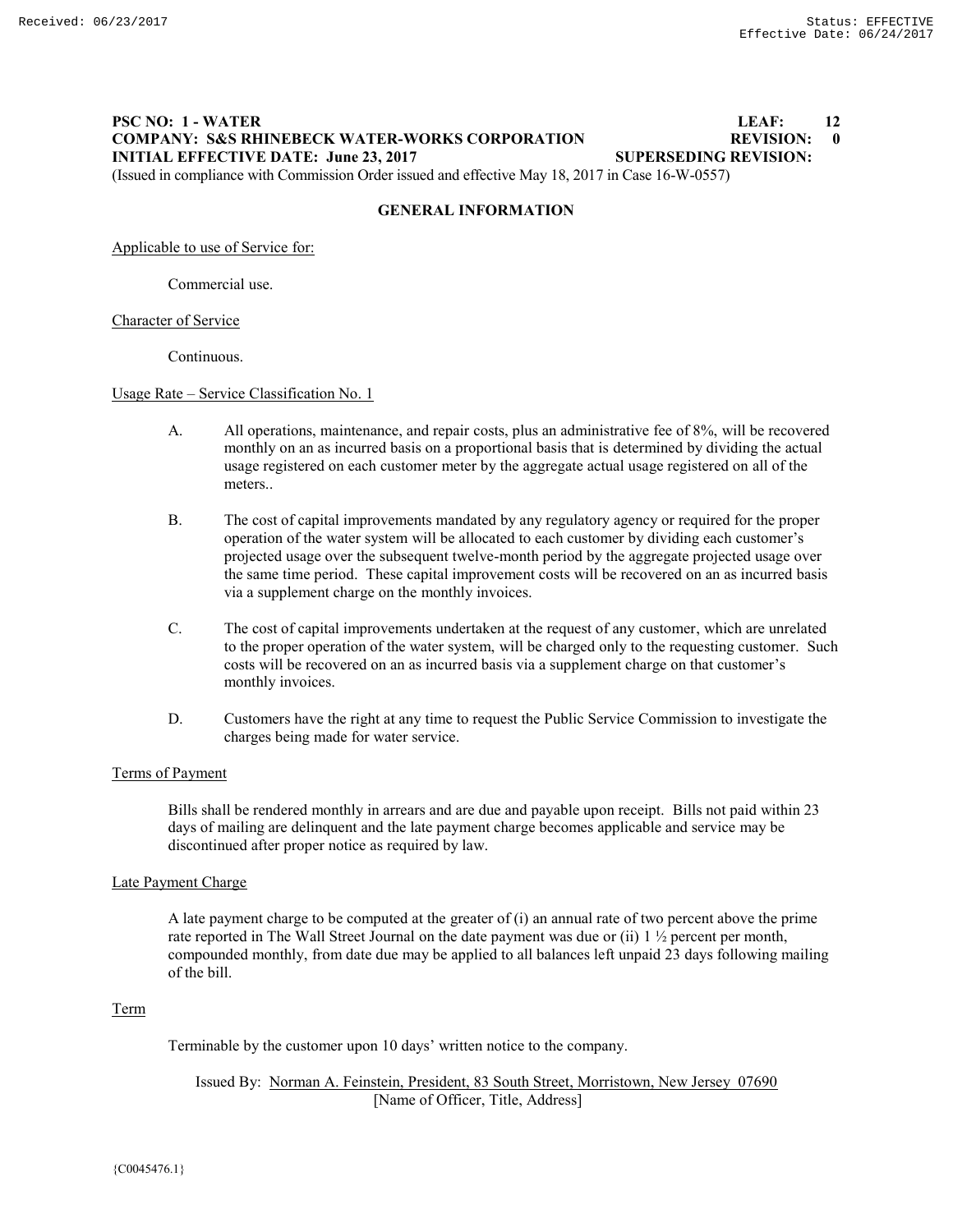**PSC NO: 1 - WATER** **LEAF: 12**
**COMPANY: S&S RHINEBECK WATER-WORKS CORPORATION** **REVISION: 0**
**INITIAL EFFECTIVE DATE: June 23, 2017** **SUPERSEDING REVISION:**
(Issued in compliance with Commission Order issued and effective May 18, 2017 in Case 16-W-0557)

## GENERAL INFORMATION

Applicable to use of Service for:

Commercial use.

Character of Service

Continuous.

Usage Rate – Service Classification No. 1

A. All operations, maintenance, and repair costs, plus an administrative fee of 8%, will be recovered monthly on an as incurred basis on a proportional basis that is determined by dividing the actual usage registered on each customer meter by the aggregate actual usage registered on all of the meters..

B. The cost of capital improvements mandated by any regulatory agency or required for the proper operation of the water system will be allocated to each customer by dividing each customer's projected usage over the subsequent twelve-month period by the aggregate projected usage over the same time period. These capital improvement costs will be recovered on an as incurred basis via a supplement charge on the monthly invoices.

C. The cost of capital improvements undertaken at the request of any customer, which are unrelated to the proper operation of the water system, will be charged only to the requesting customer. Such costs will be recovered on an as incurred basis via a supplement charge on that customer's monthly invoices.

D. Customers have the right at any time to request the Public Service Commission to investigate the charges being made for water service.

Terms of Payment

Bills shall be rendered monthly in arrears and are due and payable upon receipt. Bills not paid within 23 days of mailing are delinquent and the late payment charge becomes applicable and service may be discontinued after proper notice as required by law.

Late Payment Charge

A late payment charge to be computed at the greater of (i) an annual rate of two percent above the prime rate reported in The Wall Street Journal on the date payment was due or (ii) 1 ½ percent per month, compounded monthly, from date due may be applied to all balances left unpaid 23 days following mailing of the bill.

Term

Terminable by the customer upon 10 days' written notice to the company.

Issued By: Norman A. Feinstein, President, 83 South Street, Morristown, New Jersey 07690
[Name of Officer, Title, Address]

{C0045476.1}